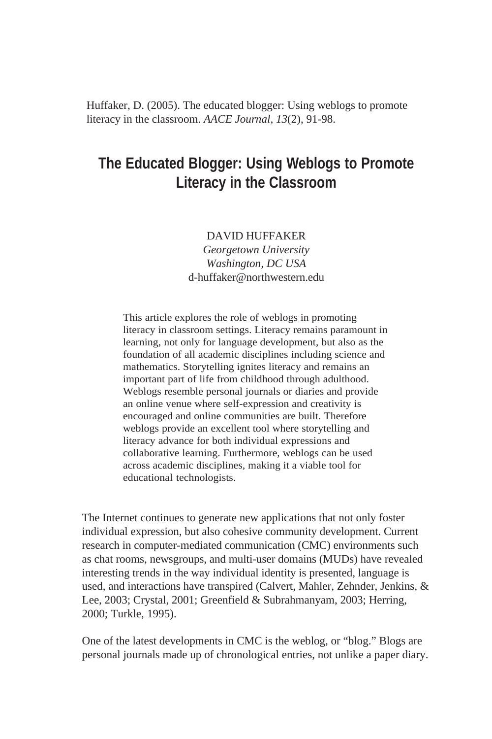Huffaker, D. (2005). The educated blogger: Using weblogs to promote literacy in the classroom. *AACE Journal*, *13*(2), 91-98.

# The Educated Blogger: Using Weblogs to Promote Literacy in the Classroom

DAVID HUFFAKER
*Georgetown University*
*Washington, DC USA*
d-huffaker@northwestern.edu

This article explores the role of weblogs in promoting literacy in classroom settings. Literacy remains paramount in learning, not only for language development, but also as the foundation of all academic disciplines including science and mathematics. Storytelling ignites literacy and remains an important part of life from childhood through adulthood. Weblogs resemble personal journals or diaries and provide an online venue where self-expression and creativity is encouraged and online communities are built. Therefore weblogs provide an excellent tool where storytelling and literacy advance for both individual expressions and collaborative learning. Furthermore, weblogs can be used across academic disciplines, making it a viable tool for educational technologists.

The Internet continues to generate new applications that not only foster individual expression, but also cohesive community development. Current research in computer-mediated communication (CMC) environments such as chat rooms, newsgroups, and multi-user domains (MUDs) have revealed interesting trends in the way individual identity is presented, language is used, and interactions have transpired (Calvert, Mahler, Zehnder, Jenkins, & Lee, 2003; Crystal, 2001; Greenfield & Subrahmanyam, 2003; Herring, 2000; Turkle, 1995).

One of the latest developments in CMC is the weblog, or "blog." Blogs are personal journals made up of chronological entries, not unlike a paper diary.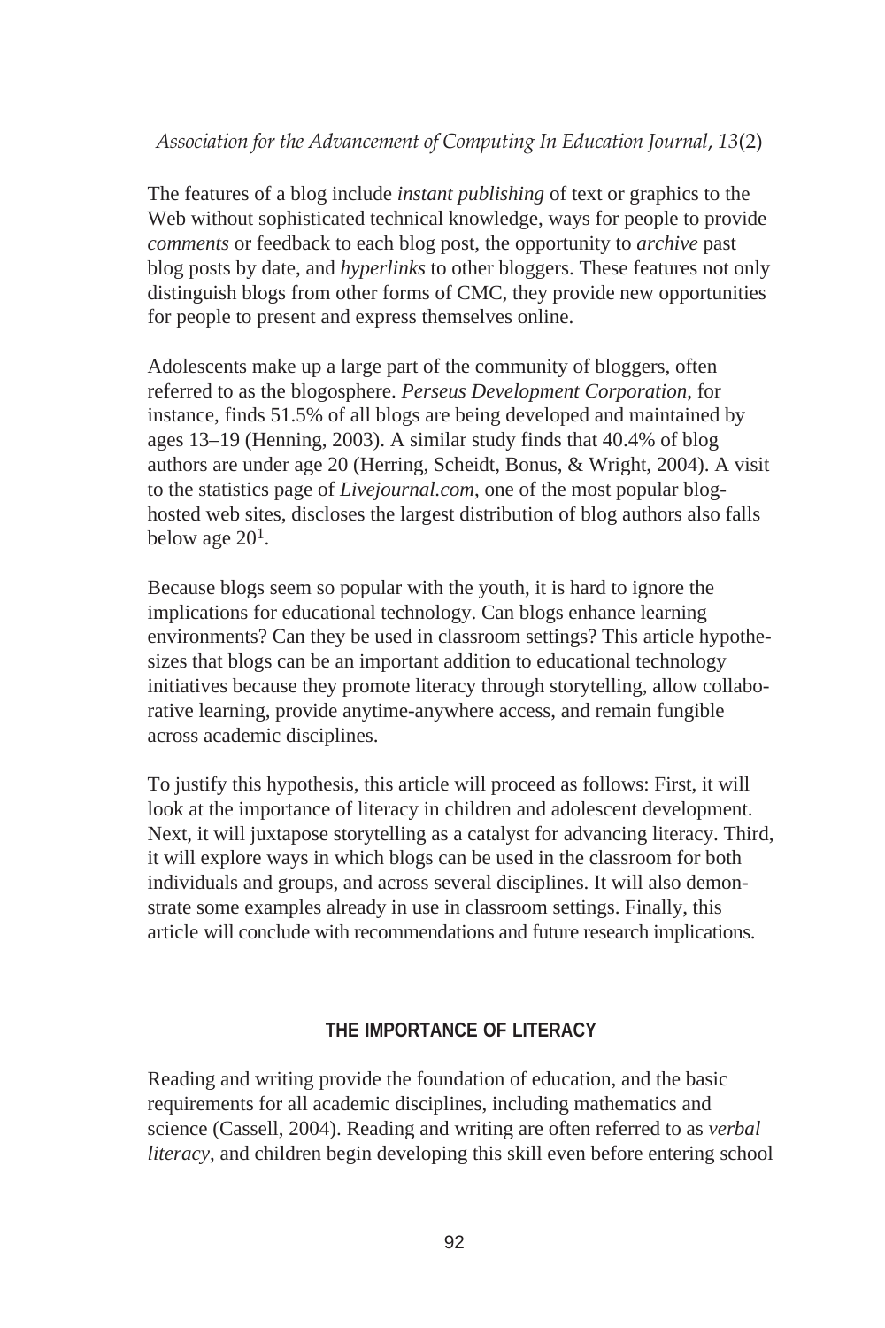The features of a blog include *instant publishing* of text or graphics to the Web without sophisticated technical knowledge, ways for people to provide *comments* or feedback to each blog post, the opportunity to *archive* past blog posts by date, and *hyperlinks* to other bloggers. These features not only distinguish blogs from other forms of CMC, they provide new opportunities for people to present and express themselves online.

Adolescents make up a large part of the community of bloggers, often referred to as the blogosphere. *Perseus Development Corporation*, for instance, finds 51.5% of all blogs are being developed and maintained by ages 13–19 (Henning, 2003). A similar study finds that 40.4% of blog authors are under age 20 (Herring, Scheidt, Bonus, & Wright, 2004). A visit to the statistics page of *Livejournal.com*, one of the most popular blog-hosted web sites, discloses the largest distribution of blog authors also falls below age 20[1].

Because blogs seem so popular with the youth, it is hard to ignore the implications for educational technology. Can blogs enhance learning environments? Can they be used in classroom settings? This article hypothesizes that blogs can be an important addition to educational technology initiatives because they promote literacy through storytelling, allow collaborative learning, provide anytime-anywhere access, and remain fungible across academic disciplines.

To justify this hypothesis, this article will proceed as follows: First, it will look at the importance of literacy in children and adolescent development. Next, it will juxtapose storytelling as a catalyst for advancing literacy. Third, it will explore ways in which blogs can be used in the classroom for both individuals and groups, and across several disciplines. It will also demonstrate some examples already in use in classroom settings. Finally, this article will conclude with recommendations and future research implications.

## THE IMPORTANCE OF LITERACY

Reading and writing provide the foundation of education, and the basic requirements for all academic disciplines, including mathematics and science (Cassell, 2004). Reading and writing are often referred to as *verbal literacy*, and children begin developing this skill even before entering school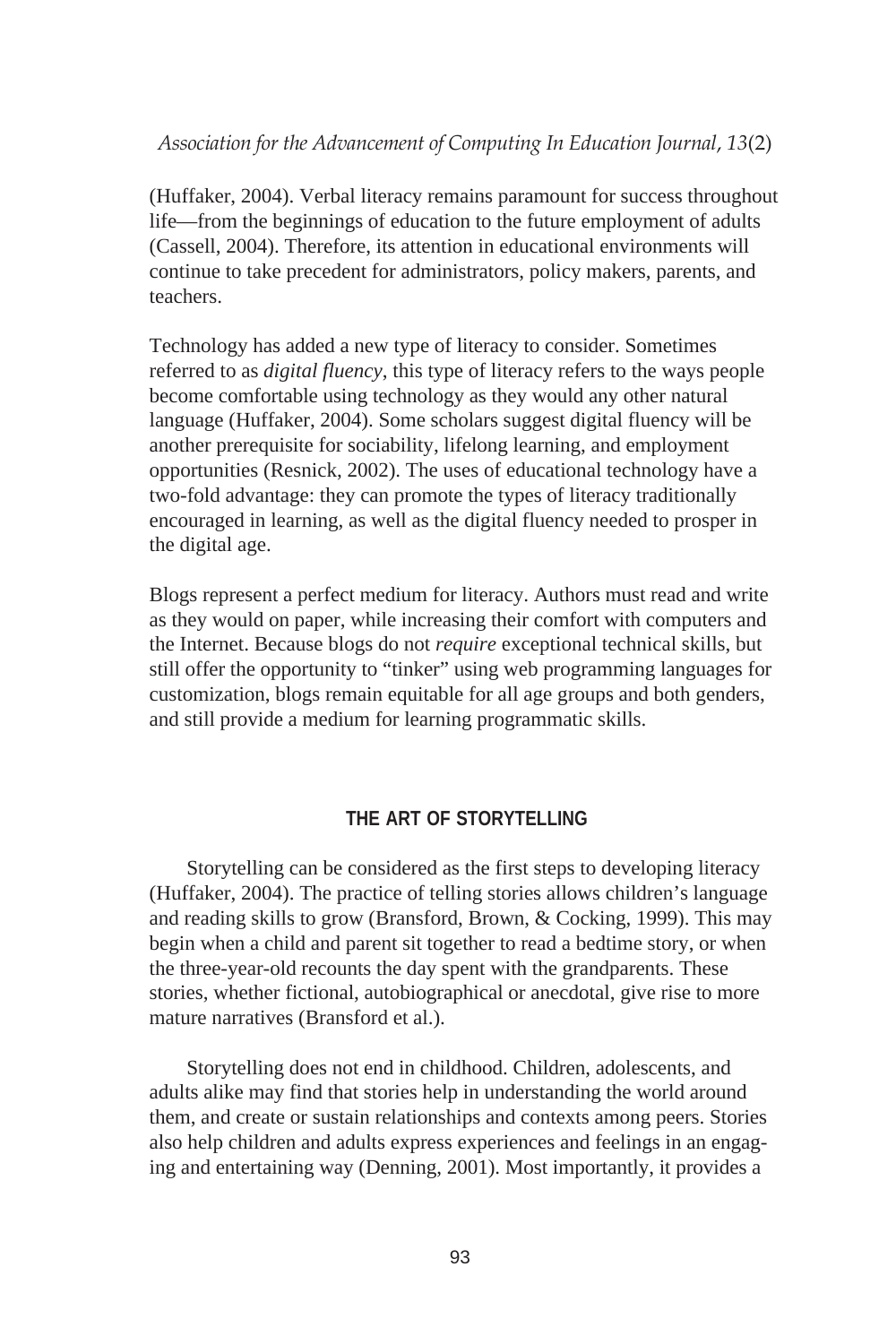(Huffaker, 2004). Verbal literacy remains paramount for success throughout life—from the beginnings of education to the future employment of adults (Cassell, 2004). Therefore, its attention in educational environments will continue to take precedent for administrators, policy makers, parents, and teachers.

Technology has added a new type of literacy to consider. Sometimes referred to as *digital fluency*, this type of literacy refers to the ways people become comfortable using technology as they would any other natural language (Huffaker, 2004). Some scholars suggest digital fluency will be another prerequisite for sociability, lifelong learning, and employment opportunities (Resnick, 2002). The uses of educational technology have a two-fold advantage: they can promote the types of literacy traditionally encouraged in learning, as well as the digital fluency needed to prosper in the digital age.

Blogs represent a perfect medium for literacy. Authors must read and write as they would on paper, while increasing their comfort with computers and the Internet. Because blogs do not *require* exceptional technical skills, but still offer the opportunity to "tinker" using web programming languages for customization, blogs remain equitable for all age groups and both genders, and still provide a medium for learning programmatic skills.

## THE ART OF STORYTELLING

Storytelling can be considered as the first steps to developing literacy (Huffaker, 2004). The practice of telling stories allows children's language and reading skills to grow (Bransford, Brown, & Cocking, 1999). This may begin when a child and parent sit together to read a bedtime story, or when the three-year-old recounts the day spent with the grandparents. These stories, whether fictional, autobiographical or anecdotal, give rise to more mature narratives (Bransford et al.).

Storytelling does not end in childhood. Children, adolescents, and adults alike may find that stories help in understanding the world around them, and create or sustain relationships and contexts among peers. Stories also help children and adults express experiences and feelings in an engaging and entertaining way (Denning, 2001). Most importantly, it provides a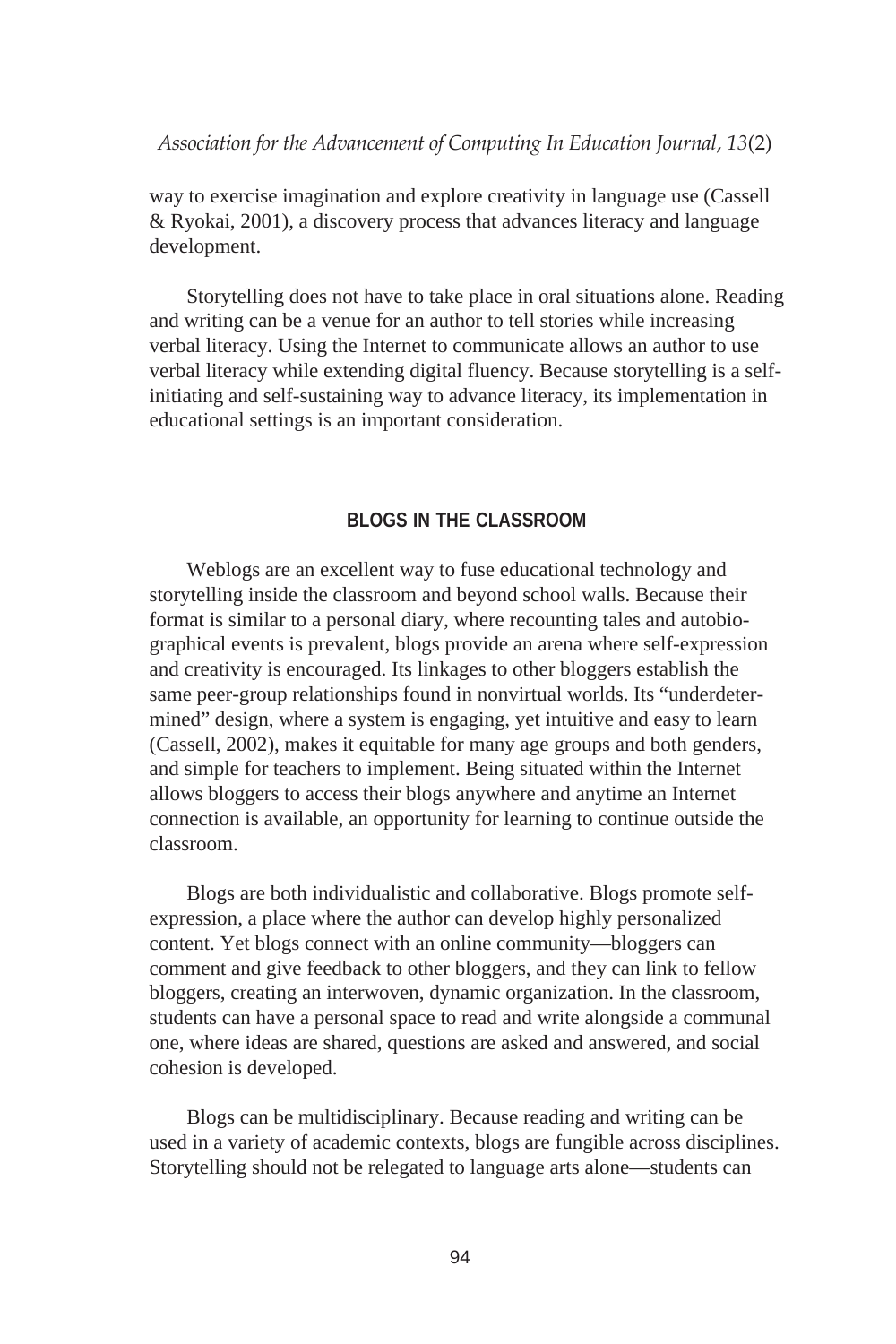way to exercise imagination and explore creativity in language use (Cassell & Ryokai, 2001), a discovery process that advances literacy and language development.

Storytelling does not have to take place in oral situations alone. Reading and writing can be a venue for an author to tell stories while increasing verbal literacy. Using the Internet to communicate allows an author to use verbal literacy while extending digital fluency. Because storytelling is a self-initiating and self-sustaining way to advance literacy, its implementation in educational settings is an important consideration.

## BLOGS IN THE CLASSROOM

Weblogs are an excellent way to fuse educational technology and storytelling inside the classroom and beyond school walls. Because their format is similar to a personal diary, where recounting tales and autobiographical events is prevalent, blogs provide an arena where self-expression and creativity is encouraged. Its linkages to other bloggers establish the same peer-group relationships found in nonvirtual worlds. Its "underdetermined" design, where a system is engaging, yet intuitive and easy to learn (Cassell, 2002), makes it equitable for many age groups and both genders, and simple for teachers to implement. Being situated within the Internet allows bloggers to access their blogs anywhere and anytime an Internet connection is available, an opportunity for learning to continue outside the classroom.

Blogs are both individualistic and collaborative. Blogs promote self-expression, a place where the author can develop highly personalized content. Yet blogs connect with an online community—bloggers can comment and give feedback to other bloggers, and they can link to fellow bloggers, creating an interwoven, dynamic organization. In the classroom, students can have a personal space to read and write alongside a communal one, where ideas are shared, questions are asked and answered, and social cohesion is developed.

Blogs can be multidisciplinary. Because reading and writing can be used in a variety of academic contexts, blogs are fungible across disciplines. Storytelling should not be relegated to language arts alone—students can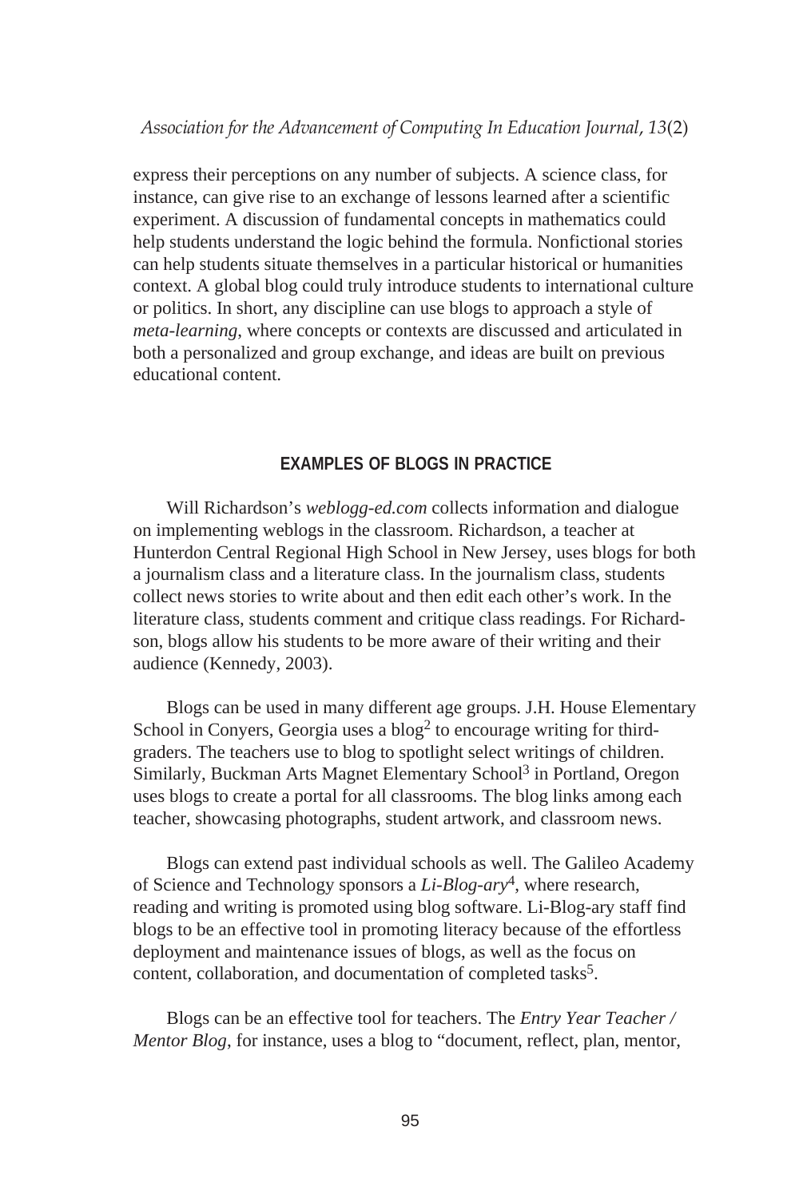express their perceptions on any number of subjects. A science class, for instance, can give rise to an exchange of lessons learned after a scientific experiment. A discussion of fundamental concepts in mathematics could help students understand the logic behind the formula. Nonfictional stories can help students situate themselves in a particular historical or humanities context. A global blog could truly introduce students to international culture or politics. In short, any discipline can use blogs to approach a style of *meta-learning*, where concepts or contexts are discussed and articulated in both a personalized and group exchange, and ideas are built on previous educational content.

## EXAMPLES OF BLOGS IN PRACTICE

Will Richardson's *weblogg-ed.com* collects information and dialogue on implementing weblogs in the classroom. Richardson, a teacher at Hunterdon Central Regional High School in New Jersey, uses blogs for both a journalism class and a literature class. In the journalism class, students collect news stories to write about and then edit each other's work. In the literature class, students comment and critique class readings. For Richardson, blogs allow his students to be more aware of their writing and their audience (Kennedy, 2003).

Blogs can be used in many different age groups. J.H. House Elementary School in Conyers, Georgia uses a blog[2] to encourage writing for third-graders. The teachers use to blog to spotlight select writings of children. Similarly, Buckman Arts Magnet Elementary School[3] in Portland, Oregon uses blogs to create a portal for all classrooms. The blog links among each teacher, showcasing photographs, student artwork, and classroom news.

Blogs can extend past individual schools as well. The Galileo Academy of Science and Technology sponsors a *Li-Blog-ary*[4], where research, reading and writing is promoted using blog software. Li-Blog-ary staff find blogs to be an effective tool in promoting literacy because of the effortless deployment and maintenance issues of blogs, as well as the focus on content, collaboration, and documentation of completed tasks[5].

Blogs can be an effective tool for teachers. The *Entry Year Teacher / Mentor Blog*, for instance, uses a blog to "document, reflect, plan, mentor,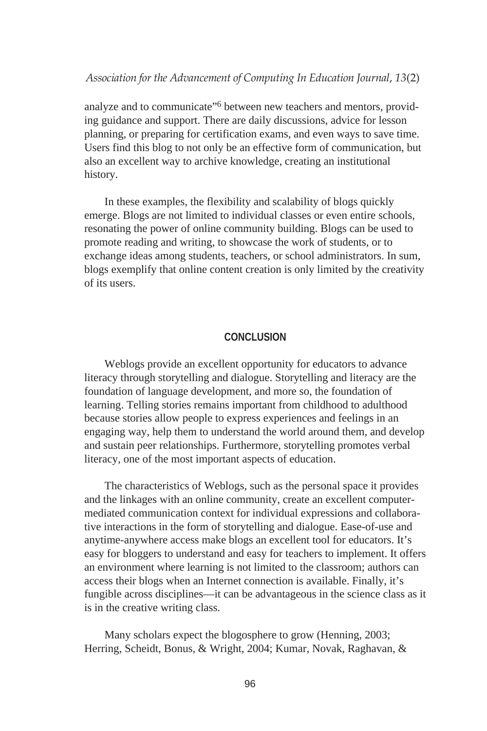analyze and to communicate"[6] between new teachers and mentors, providing guidance and support. There are daily discussions, advice for lesson planning, or preparing for certification exams, and even ways to save time. Users find this blog to not only be an effective form of communication, but also an excellent way to archive knowledge, creating an institutional history.

In these examples, the flexibility and scalability of blogs quickly emerge. Blogs are not limited to individual classes or even entire schools, resonating the power of online community building. Blogs can be used to promote reading and writing, to showcase the work of students, or to exchange ideas among students, teachers, or school administrators. In sum, blogs exemplify that online content creation is only limited by the creativity of its users.

## CONCLUSION

Weblogs provide an excellent opportunity for educators to advance literacy through storytelling and dialogue. Storytelling and literacy are the foundation of language development, and more so, the foundation of learning. Telling stories remains important from childhood to adulthood because stories allow people to express experiences and feelings in an engaging way, help them to understand the world around them, and develop and sustain peer relationships. Furthermore, storytelling promotes verbal literacy, one of the most important aspects of education.

The characteristics of Weblogs, such as the personal space it provides and the linkages with an online community, create an excellent computer-mediated communication context for individual expressions and collaborative interactions in the form of storytelling and dialogue. Ease-of-use and anytime-anywhere access make blogs an excellent tool for educators. It's easy for bloggers to understand and easy for teachers to implement. It offers an environment where learning is not limited to the classroom; authors can access their blogs when an Internet connection is available. Finally, it's fungible across disciplines—it can be advantageous in the science class as it is in the creative writing class.

Many scholars expect the blogosphere to grow (Henning, 2003; Herring, Scheidt, Bonus, & Wright, 2004; Kumar, Novak, Raghavan, &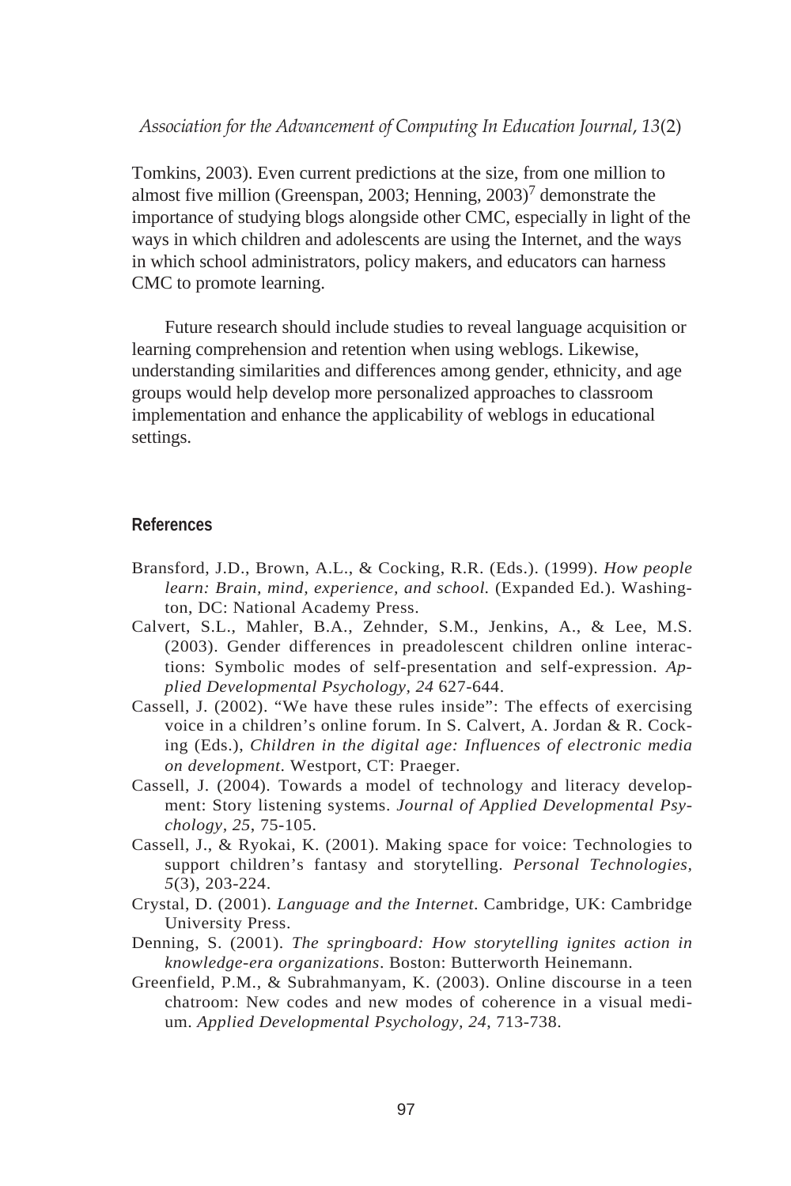Tomkins, 2003). Even current predictions at the size, from one million to almost five million (Greenspan, 2003; Henning, 2003)[7] demonstrate the importance of studying blogs alongside other CMC, especially in light of the ways in which children and adolescents are using the Internet, and the ways in which school administrators, policy makers, and educators can harness CMC to promote learning.

Future research should include studies to reveal language acquisition or learning comprehension and retention when using weblogs. Likewise, understanding similarities and differences among gender, ethnicity, and age groups would help develop more personalized approaches to classroom implementation and enhance the applicability of weblogs in educational settings.

## References

Bransford, J.D., Brown, A.L., & Cocking, R.R. (Eds.). (1999). *How people learn: Brain, mind, experience, and school.* (Expanded Ed.). Washington, DC: National Academy Press.

Calvert, S.L., Mahler, B.A., Zehnder, S.M., Jenkins, A., & Lee, M.S. (2003). Gender differences in preadolescent children online interactions: Symbolic modes of self-presentation and self-expression. *Applied Developmental Psychology, 24* 627-644.

Cassell, J. (2002). "We have these rules inside": The effects of exercising voice in a children's online forum. In S. Calvert, A. Jordan & R. Cocking (Eds.), *Children in the digital age: Influences of electronic media on development*. Westport, CT: Praeger.

Cassell, J. (2004). Towards a model of technology and literacy development: Story listening systems. *Journal of Applied Developmental Psychology*, *25*, 75-105.

Cassell, J., & Ryokai, K. (2001). Making space for voice: Technologies to support children's fantasy and storytelling. *Personal Technologies, 5*(3), 203-224.

Crystal, D. (2001). *Language and the Internet*. Cambridge, UK: Cambridge University Press.

Denning, S. (2001). *The springboard: How storytelling ignites action in knowledge-era organizations*. Boston: Butterworth Heinemann.

Greenfield, P.M., & Subrahmanyam, K. (2003). Online discourse in a teen chatroom: New codes and new modes of coherence in a visual medium. *Applied Developmental Psychology, 24*, 713-738.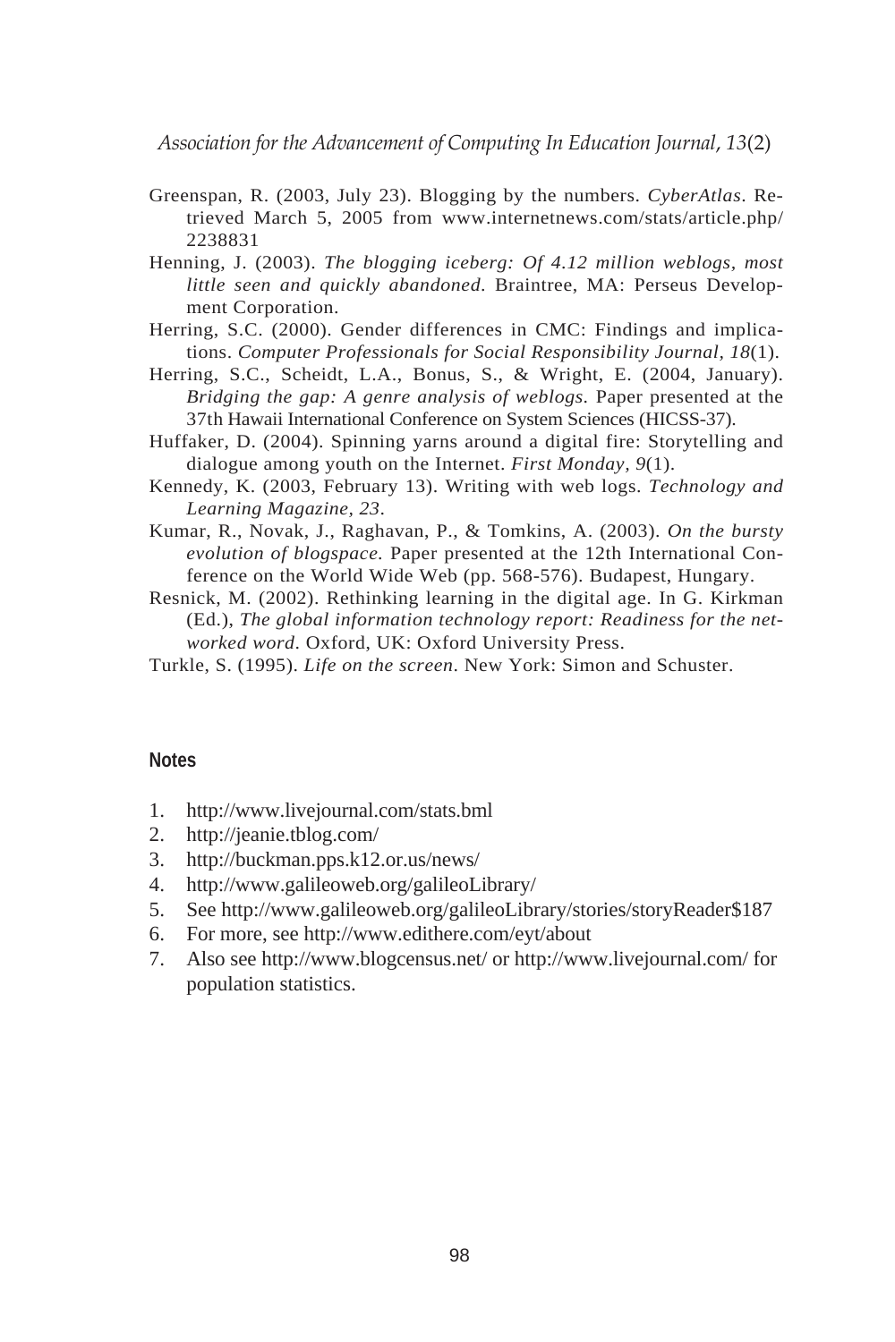Greenspan, R. (2003, July 23). Blogging by the numbers. *CyberAtlas*. Retrieved March 5, 2005 from www.internetnews.com/stats/article.php/2238831

Henning, J. (2003). *The blogging iceberg: Of 4.12 million weblogs, most little seen and quickly abandoned*. Braintree, MA: Perseus Development Corporation.

Herring, S.C. (2000). Gender differences in CMC: Findings and implications. *Computer Professionals for Social Responsibility Journal, 18*(1).

Herring, S.C., Scheidt, L.A., Bonus, S., & Wright, E. (2004, January). *Bridging the gap: A genre analysis of weblogs*. Paper presented at the 37th Hawaii International Conference on System Sciences (HICSS-37).

Huffaker, D. (2004). Spinning yarns around a digital fire: Storytelling and dialogue among youth on the Internet. *First Monday, 9*(1).

Kennedy, K. (2003, February 13). Writing with web logs. *Technology and Learning Magazine, 23*.

Kumar, R., Novak, J., Raghavan, P., & Tomkins, A. (2003). *On the bursty evolution of blogspace*. Paper presented at the 12th International Conference on the World Wide Web (pp. 568-576). Budapest, Hungary.

Resnick, M. (2002). Rethinking learning in the digital age. In G. Kirkman (Ed.), *The global information technology report: Readiness for the networked word*. Oxford, UK: Oxford University Press.

Turkle, S. (1995). *Life on the screen*. New York: Simon and Schuster.

## Notes

1. http://www.livejournal.com/stats.bml
2. http://jeanie.tblog.com/
3. http://buckman.pps.k12.or.us/news/
4. http://www.galileoweb.org/galileoLibrary/
5. See http://www.galileoweb.org/galileoLibrary/stories/storyReader$187
6. For more, see http://www.edithere.com/eyt/about
7. Also see http://www.blogcensus.net/ or http://www.livejournal.com/ for population statistics.